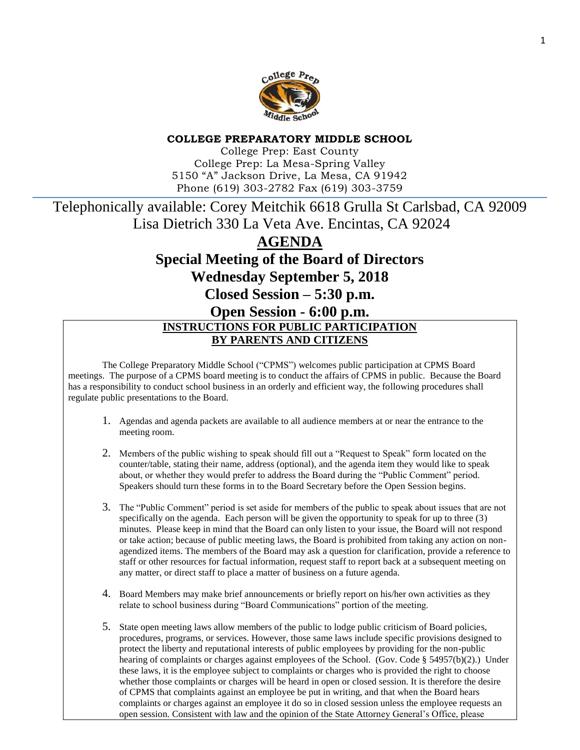**COLLEGE PREPARATORY MIDDLE SCHOOL**

College Prep: East County
College Prep: La Mesa-Spring Valley
5150 "A" Jackson Drive, La Mesa, CA 91942
Phone (619) 303-2782 Fax (619) 303-3759

Telephonically available: Corey Meitchik 6618 Grulla St Carlsbad, CA 92009
Lisa Dietrich 330 La Veta Ave. Encintas, CA 92024

# AGENDA

## Special Meeting of the Board of Directors

## Wednesday September 5, 2018

## Closed Session – 5:30 p.m.

## Open Session - 6:00 p.m.

**INSTRUCTIONS FOR PUBLIC PARTICIPATION BY PARENTS AND CITIZENS**

The College Preparatory Middle School ("CPMS") welcomes public participation at CPMS Board meetings. The purpose of a CPMS board meeting is to conduct the affairs of CPMS in public. Because the Board has a responsibility to conduct school business in an orderly and efficient way, the following procedures shall regulate public presentations to the Board.

1. Agendas and agenda packets are available to all audience members at or near the entrance to the meeting room.
2. Members of the public wishing to speak should fill out a "Request to Speak" form located on the counter/table, stating their name, address (optional), and the agenda item they would like to speak about, or whether they would prefer to address the Board during the "Public Comment" period. Speakers should turn these forms in to the Board Secretary before the Open Session begins.
3. The "Public Comment" period is set aside for members of the public to speak about issues that are not specifically on the agenda. Each person will be given the opportunity to speak for up to three (3) minutes. Please keep in mind that the Board can only listen to your issue, the Board will not respond or take action; because of public meeting laws, the Board is prohibited from taking any action on non-agendized items. The members of the Board may ask a question for clarification, provide a reference to staff or other resources for factual information, request staff to report back at a subsequent meeting on any matter, or direct staff to place a matter of business on a future agenda.
4. Board Members may make brief announcements or briefly report on his/her own activities as they relate to school business during "Board Communications" portion of the meeting.
5. State open meeting laws allow members of the public to lodge public criticism of Board policies, procedures, programs, or services. However, those same laws include specific provisions designed to protect the liberty and reputational interests of public employees by providing for the non-public hearing of complaints or charges against employees of the School. (Gov. Code § 54957(b)(2).) Under these laws, it is the employee subject to complaints or charges who is provided the right to choose whether those complaints or charges will be heard in open or closed session. It is therefore the desire of CPMS that complaints against an employee be put in writing, and that when the Board hears complaints or charges against an employee it do so in closed session unless the employee requests an open session. Consistent with law and the opinion of the State Attorney General's Office, please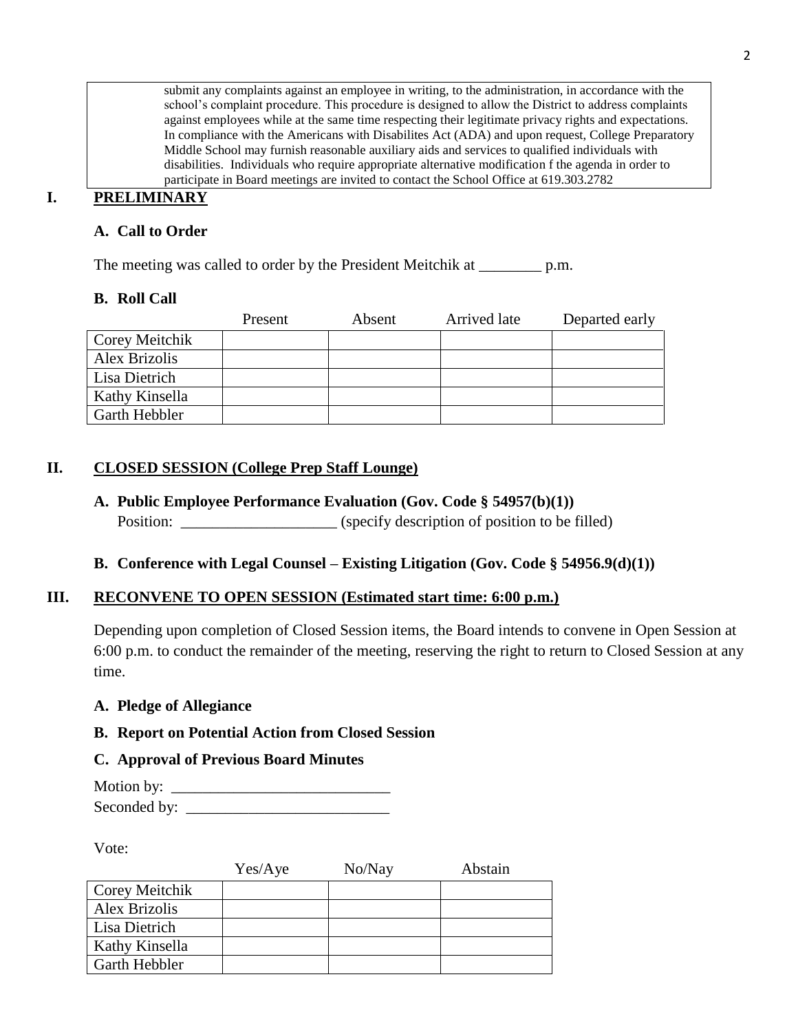submit any complaints against an employee in writing, to the administration, in accordance with the school's complaint procedure. This procedure is designed to allow the District to address complaints against employees while at the same time respecting their legitimate privacy rights and expectations. In compliance with the Americans with Disabilites Act (ADA) and upon request, College Preparatory Middle School may furnish reasonable auxiliary aids and services to qualified individuals with disabilities. Individuals who require appropriate alternative modification f the agenda in order to participate in Board meetings are invited to contact the School Office at 619.303.2782

## I. PRELIMINARY

### A. Call to Order

The meeting was called to order by the President Meitchik at ________ p.m.

### B. Roll Call

| | Present | Absent | Arrived late | Departed early |
|---|---|---|---|---|
| Corey Meitchik | | | | |
| Alex Brizolis | | | | |
| Lisa Dietrich | | | | |
| Kathy Kinsella | | | | |
| Garth Hebbler | | | | |

## II. CLOSED SESSION (College Prep Staff Lounge)

### A. Public Employee Performance Evaluation (Gov. Code § 54957(b)(1))

Position: ____________________ (specify description of position to be filled)

### B. Conference with Legal Counsel – Existing Litigation (Gov. Code § 54956.9(d)(1))

## III. RECONVENE TO OPEN SESSION (Estimated start time: 6:00 p.m.)

Depending upon completion of Closed Session items, the Board intends to convene in Open Session at 6:00 p.m. to conduct the remainder of the meeting, reserving the right to return to Closed Session at any time.

### A. Pledge of Allegiance

### B. Report on Potential Action from Closed Session

### C. Approval of Previous Board Minutes

Motion by: ____________________________
Seconded by: __________________________

Vote:

| | Yes/Aye | No/Nay | Abstain |
|---|---|---|---|
| Corey Meitchik | | | |
| Alex Brizolis | | | |
| Lisa Dietrich | | | |
| Kathy Kinsella | | | |
| Garth Hebbler | | | |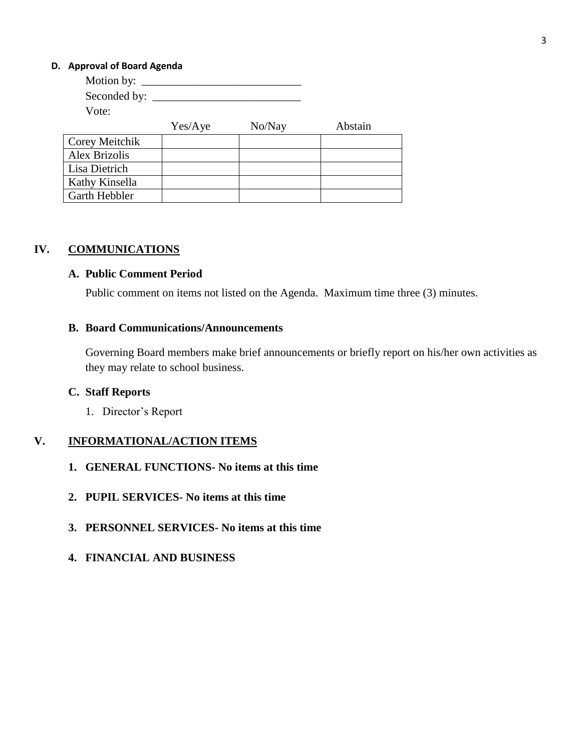**D. Approval of Board Agenda**

Motion by: ____________________________

Seconded by: __________________________

Vote:

| | Yes/Aye | No/Nay | Abstain |
|---|---|---|---|
| Corey Meitchik | | | |
| Alex Brizolis | | | |
| Lisa Dietrich | | | |
| Kathy Kinsella | | | |
| Garth Hebbler | | | |

## IV. COMMUNICATIONS

### A. Public Comment Period

Public comment on items not listed on the Agenda. Maximum time three (3) minutes.

### B. Board Communications/Announcements

Governing Board members make brief announcements or briefly report on his/her own activities as they may relate to school business.

### C. Staff Reports

1. Director's Report

## V. INFORMATIONAL/ACTION ITEMS

**1. GENERAL FUNCTIONS- No items at this time**

**2. PUPIL SERVICES- No items at this time**

**3. PERSONNEL SERVICES- No items at this time**

**4. FINANCIAL AND BUSINESS**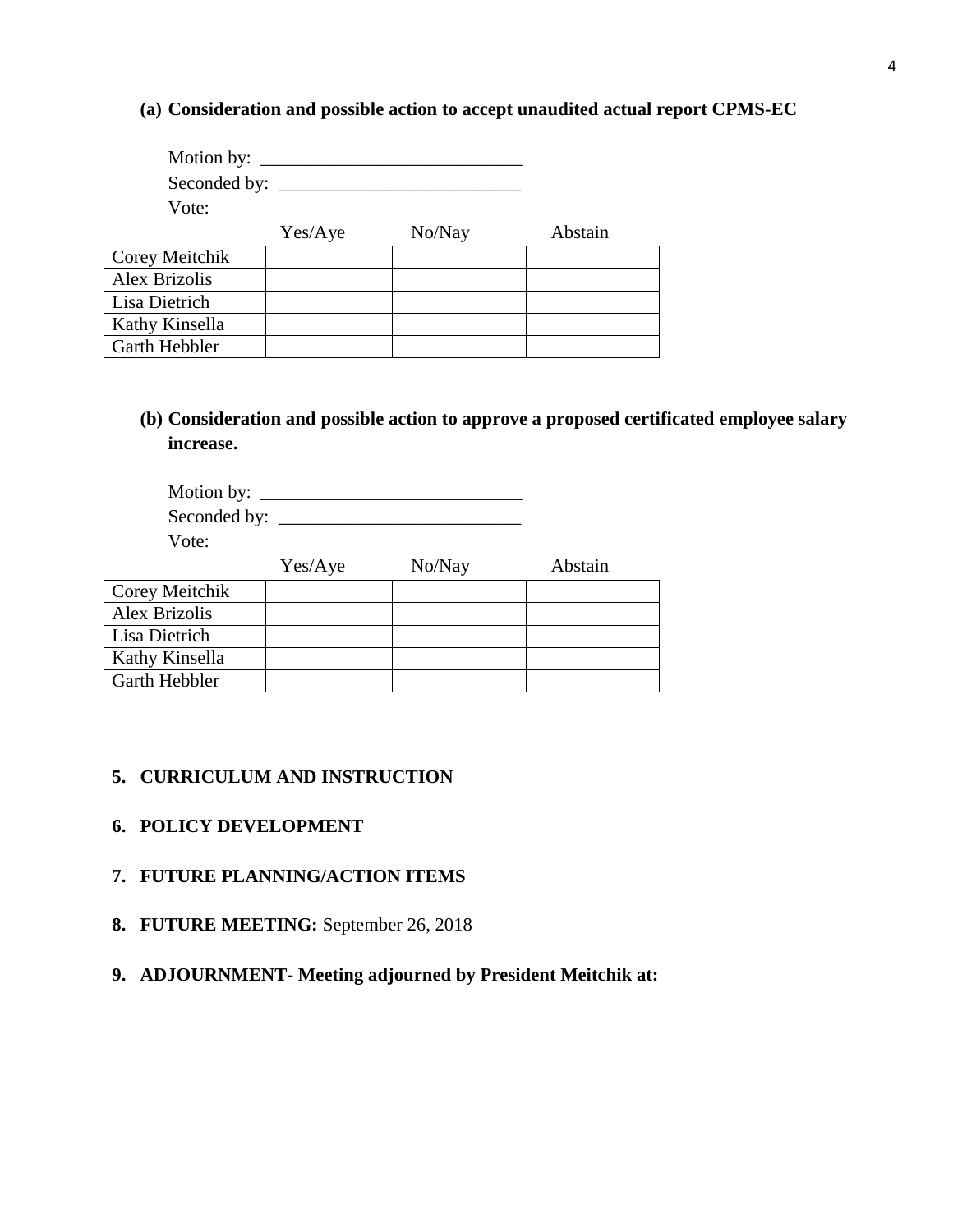**(a) Consideration and possible action to accept unaudited actual report CPMS-EC**

Motion by: ____________________________

Seconded by: __________________________

Vote:

| | Yes/Aye | No/Nay | Abstain |
|---|---|---|---|
| Corey Meitchik | | | |
| Alex Brizolis | | | |
| Lisa Dietrich | | | |
| Kathy Kinsella | | | |
| Garth Hebbler | | | |

**(b) Consideration and possible action to approve a proposed certificated employee salary increase.**

Motion by: ____________________________

Seconded by: __________________________

Vote:

| | Yes/Aye | No/Nay | Abstain |
|---|---|---|---|
| Corey Meitchik | | | |
| Alex Brizolis | | | |
| Lisa Dietrich | | | |
| Kathy Kinsella | | | |
| Garth Hebbler | | | |

**5. CURRICULUM AND INSTRUCTION**

**6. POLICY DEVELOPMENT**

**7. FUTURE PLANNING/ACTION ITEMS**

**8. FUTURE MEETING:** September 26, 2018

**9. ADJOURNMENT- Meeting adjourned by President Meitchik at:**